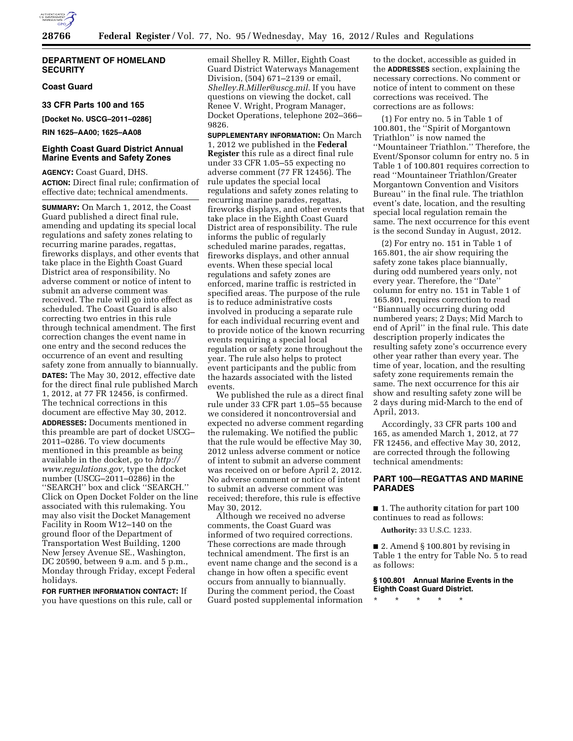## DEPARTMENT OF HOMELAND SECURITY

### Coast Guard

### 33 CFR Parts 100 and 165

**[Docket No. USCG–2011–0286]**

**RIN 1625–AA00; 1625–AA08**

### Eighth Coast Guard District Annual Marine Events and Safety Zones

**AGENCY:** Coast Guard, DHS.

**ACTION:** Direct final rule; confirmation of effective date; technical amendments.

**SUMMARY:** On March 1, 2012, the Coast Guard published a direct final rule, amending and updating its special local regulations and safety zones relating to recurring marine parades, regattas, fireworks displays, and other events that take place in the Eighth Coast Guard District area of responsibility. No adverse comment or notice of intent to submit an adverse comment was received. The rule will go into effect as scheduled. The Coast Guard is also correcting two entries in this rule through technical amendment. The first correction changes the event name in one entry and the second reduces the occurrence of an event and resulting safety zone from annually to biannually.

**DATES:** The May 30, 2012, effective date for the direct final rule published March 1, 2012, at 77 FR 12456, is confirmed. The technical corrections in this document are effective May 30, 2012.

**ADDRESSES:** Documents mentioned in this preamble are part of docket USCG–2011–0286. To view documents mentioned in this preamble as being available in the docket, go to *http://www.regulations.gov,* type the docket number (USCG–2011–0286) in the ''SEARCH'' box and click ''SEARCH.'' Click on Open Docket Folder on the line associated with this rulemaking. You may also visit the Docket Management Facility in Room W12–140 on the ground floor of the Department of Transportation West Building, 1200 New Jersey Avenue SE., Washington, DC 20590, between 9 a.m. and 5 p.m., Monday through Friday, except Federal holidays.

**FOR FURTHER INFORMATION CONTACT:** If you have questions on this rule, call or email Shelley R. Miller, Eighth Coast Guard District Waterways Management Division, (504) 671–2139 or email, *Shelley.R.Miller@uscg.mil*. If you have questions on viewing the docket, call Renee V. Wright, Program Manager, Docket Operations, telephone 202–366–9826.

**SUPPLEMENTARY INFORMATION:** On March 1, 2012 we published in the **Federal Register** this rule as a direct final rule under 33 CFR 1.05–55 expecting no adverse comment (77 FR 12456). The rule updates the special local regulations and safety zones relating to recurring marine parades, regattas, fireworks displays, and other events that take place in the Eighth Coast Guard District area of responsibility. The rule informs the public of regularly scheduled marine parades, regattas, fireworks displays, and other annual events. When these special local regulations and safety zones are enforced, marine traffic is restricted in specified areas. The purpose of the rule is to reduce administrative costs involved in producing a separate rule for each individual recurring event and to provide notice of the known recurring events requiring a special local regulation or safety zone throughout the year. The rule also helps to protect event participants and the public from the hazards associated with the listed events.

We published the rule as a direct final rule under 33 CFR part 1.05–55 because we considered it noncontroversial and expected no adverse comment regarding the rulemaking. We notified the public that the rule would be effective May 30, 2012 unless adverse comment or notice of intent to submit an adverse comment was received on or before April 2, 2012. No adverse comment or notice of intent to submit an adverse comment was received; therefore, this rule is effective May 30, 2012.

Although we received no adverse comments, the Coast Guard was informed of two required corrections. These corrections are made through technical amendment. The first is an event name change and the second is a change in how often a specific event occurs from annually to biannually. During the comment period, the Coast Guard posted supplemental information to the docket, accessible as guided in the **ADDRESSES** section, explaining the necessary corrections. No comment or notice of intent to comment on these corrections was received. The corrections are as follows:

(1) For entry no. 5 in Table 1 of 100.801, the ''Spirit of Morgantown Triathlon'' is now named the ''Mountaineer Triathlon.'' Therefore, the Event/Sponsor column for entry no. 5 in Table 1 of 100.801 requires correction to read ''Mountaineer Triathlon/Greater Morgantown Convention and Visitors Bureau'' in the final rule. The triathlon event's date, location, and the resulting special local regulation remain the same. The next occurrence for this event is the second Sunday in August, 2012.

(2) For entry no. 151 in Table 1 of 165.801, the air show requiring the safety zone takes place biannually, during odd numbered years only, not every year. Therefore, the ''Date'' column for entry no. 151 in Table 1 of 165.801, requires correction to read ''Biannually occurring during odd numbered years; 2 Days; Mid March to end of April'' in the final rule. This date description properly indicates the resulting safety zone's occurrence every other year rather than every year. The time of year, location, and the resulting safety zone requirements remain the same. The next occurrence for this air show and resulting safety zone will be 2 days during mid-March to the end of April, 2013.

Accordingly, 33 CFR parts 100 and 165, as amended March 1, 2012, at 77 FR 12456, and effective May 30, 2012, are corrected through the following technical amendments:

## PART 100—REGATTAS AND MARINE PARADES

■ 1. The authority citation for part 100 continues to read as follows:

**Authority:** 33 U.S.C. 1233.

■ 2. Amend § 100.801 by revising in Table 1 the entry for Table No. 5 to read as follows:

**§ 100.801 Annual Marine Events in the Eighth Coast Guard District.**

\* \* \* \* \*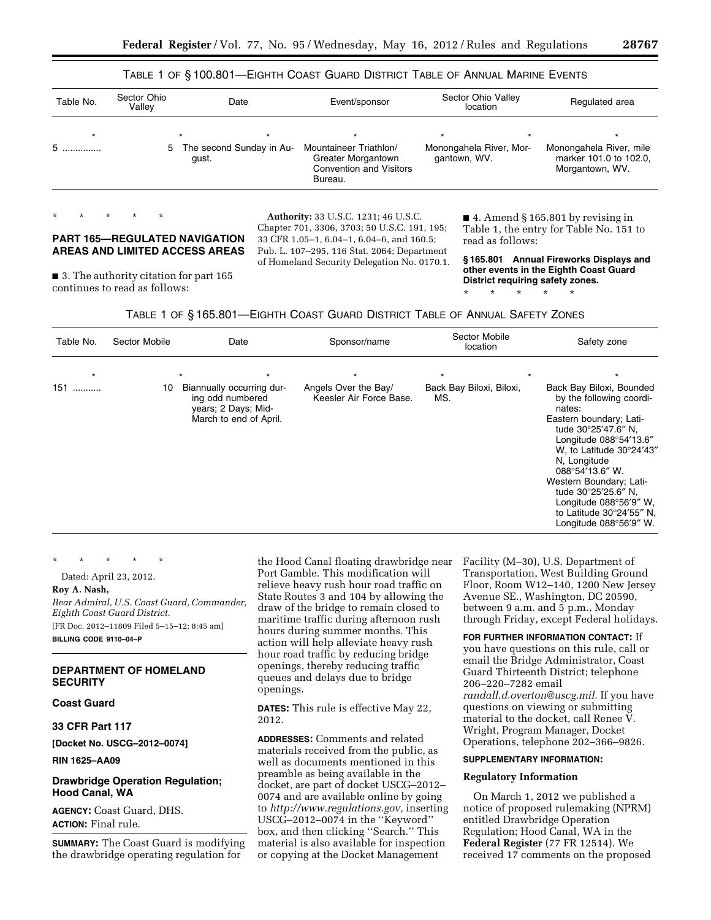TABLE 1 OF § 100.801—EIGHTH COAST GUARD DISTRICT TABLE OF ANNUAL MARINE EVENTS

| Table No. | Sector Ohio Valley | Date | Event/sponsor | Sector Ohio Valley location | Regulated area |
|---|---|---|---|---|---|
| * | * | * | * | * | * |
| 5 .............. | 5 | The second Sunday in August. | Mountaineer Triathlon/ Greater Morgantown Convention and Visitors Bureau. | Monongahela River, Morgantown, WV. | Monongahela River, mile marker 101.0 to 102.0, Morgantown, WV. |

\* \* \* \* \*

## PART 165—REGULATED NAVIGATION AREAS AND LIMITED ACCESS AREAS

■ 3. The authority citation for part 165 continues to read as follows:

**Authority:** 33 U.S.C. 1231; 46 U.S.C. Chapter 701, 3306, 3703; 50 U.S.C. 191, 195; 33 CFR 1.05–1, 6.04–1, 6.04–6, and 160.5; Pub. L. 107–295, 116 Stat. 2064; Department of Homeland Security Delegation No. 0170.1.

■ 4. Amend § 165.801 by revising in Table 1, the entry for Table No. 151 to read as follows:

**§ 165.801 Annual Fireworks Displays and other events in the Eighth Coast Guard District requiring safety zones.**

\* \* \* \* \*

TABLE 1 OF § 165.801—EIGHTH COAST GUARD DISTRICT TABLE OF ANNUAL SAFETY ZONES

| Table No. | Sector Mobile | Date | Sponsor/name | Sector Mobile location | Safety zone |
|---|---|---|---|---|---|
| * | * | * | * | * | * |
| 151 ........... | 10 | Biannually occurring during odd numbered years; 2 Days; Mid-March to end of April. | Angels Over the Bay/ Keesler Air Force Base. | Back Bay Biloxi, Biloxi, MS. | Back Bay Biloxi, Bounded by the following coordinates: Eastern boundary; Latitude 30°25′47.6″ N, Longitude 088°54′13.6″ W, to Latitude 30°24′43″ N, Longitude 088°54′13.6″ W. Western Boundary; Latitude 30°25′25.6″ N, Longitude 088°56′9″ W, to Latitude 30°24′55″ N, Longitude 088°56′9″ W. |

\* \* \* \* \*

Dated: April 23, 2012.

**Roy A. Nash,**

*Rear Admiral, U.S. Coast Guard, Commander, Eighth Coast Guard District.*

[FR Doc. 2012–11809 Filed 5–15–12; 8:45 am]

**BILLING CODE 9110–04–P**

## DEPARTMENT OF HOMELAND SECURITY

### Coast Guard

### 33 CFR Part 117

**[Docket No. USCG–2012–0074]**

**RIN 1625–AA09**

### Drawbridge Operation Regulation; Hood Canal, WA

**AGENCY:** Coast Guard, DHS.

**ACTION:** Final rule.

**SUMMARY:** The Coast Guard is modifying the drawbridge operating regulation for the Hood Canal floating drawbridge near Port Gamble. This modification will relieve heavy rush hour road traffic on State Routes 3 and 104 by allowing the draw of the bridge to remain closed to maritime traffic during afternoon rush hours during summer months. This action will help alleviate heavy rush hour road traffic by reducing bridge openings, thereby reducing traffic queues and delays due to bridge openings.

**DATES:** This rule is effective May 22, 2012.

**ADDRESSES:** Comments and related materials received from the public, as well as documents mentioned in this preamble as being available in the docket, are part of docket USCG–2012–0074 and are available online by going to *http://www.regulations.gov,* inserting USCG–2012–0074 in the ''Keyword'' box, and then clicking ''Search.'' This material is also available for inspection or copying at the Docket Management Facility (M–30), U.S. Department of Transportation, West Building Ground Floor, Room W12–140, 1200 New Jersey Avenue SE., Washington, DC 20590, between 9 a.m. and 5 p.m., Monday through Friday, except Federal holidays.

**FOR FURTHER INFORMATION CONTACT:** If you have questions on this rule, call or email the Bridge Administrator, Coast Guard Thirteenth District; telephone 206–220–7282 email *randall.d.overton@uscg.mil.* If you have questions on viewing or submitting material to the docket, call Renee V. Wright, Program Manager, Docket Operations, telephone 202–366–9826.

**SUPPLEMENTARY INFORMATION:**

**Regulatory Information**

On March 1, 2012 we published a notice of proposed rulemaking (NPRM) entitled Drawbridge Operation Regulation; Hood Canal, WA in the **Federal Register** (77 FR 12514). We received 17 comments on the proposed